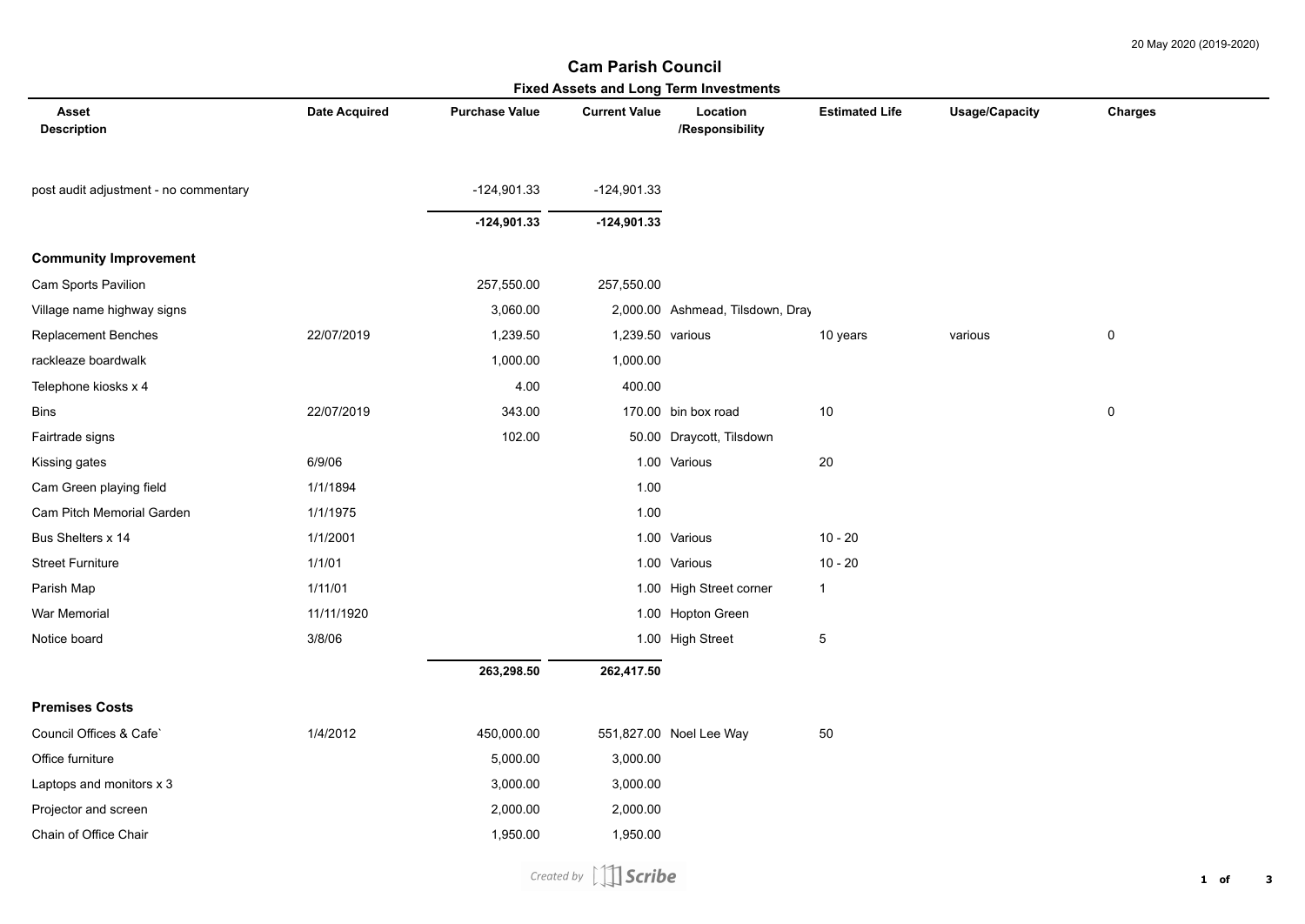# Cam Parish Council

## Fixed Assets and Long Term Investments

| Asset Description | Date Acquired | Purchase Value | Current Value | Location /Responsibility | Estimated Life | Usage/Capacity | Charges |
|---|---|---|---|---|---|---|---|
| post audit adjustment - no commentary | | -124,901.33 | -124,901.33 | | | | |
| | | **-124,901.33** | **-124,901.33** | | | | |
| **Community Improvement** | | | | | | | |
| Cam Sports Pavilion | | 257,550.00 | 257,550.00 | | | | |
| Village name highway signs | | 3,060.00 | 2,000.00 | Ashmead, Tilsdown, Dray | | | |
| Replacement Benches | 22/07/2019 | 1,239.50 | 1,239.50 | various | 10 years | various | 0 |
| rackleaze boardwalk | | 1,000.00 | 1,000.00 | | | | |
| Telephone kiosks x 4 | | 4.00 | 400.00 | | | | |
| Bins | 22/07/2019 | 343.00 | 170.00 | bin box road | 10 | | 0 |
| Fairtrade signs | | 102.00 | 50.00 | Draycott, Tilsdown | | | |
| Kissing gates | 6/9/06 | | 1.00 | Various | 20 | | |
| Cam Green playing field | 1/1/1894 | | 1.00 | | | | |
| Cam Pitch Memorial Garden | 1/1/1975 | | 1.00 | | | | |
| Bus Shelters x 14 | 1/1/2001 | | 1.00 | Various | 10 - 20 | | |
| Street Furniture | 1/1/01 | | 1.00 | Various | 10 - 20 | | |
| Parish Map | 1/11/01 | | 1.00 | High Street corner | 1 | | |
| War Memorial | 11/11/1920 | | 1.00 | Hopton Green | | | |
| Notice board | 3/8/06 | | 1.00 | High Street | 5 | | |
| | | **263,298.50** | **262,417.50** | | | | |
| **Premises Costs** | | | | | | | |
| Council Offices & Cafe` | 1/4/2012 | 450,000.00 | 551,827.00 | Noel Lee Way | 50 | | |
| Office furniture | | 5,000.00 | 3,000.00 | | | | |
| Laptops and monitors x 3 | | 3,000.00 | 3,000.00 | | | | |
| Projector and screen | | 2,000.00 | 2,000.00 | | | | |
| Chain of Office Chair | | 1,950.00 | 1,950.00 | | | | |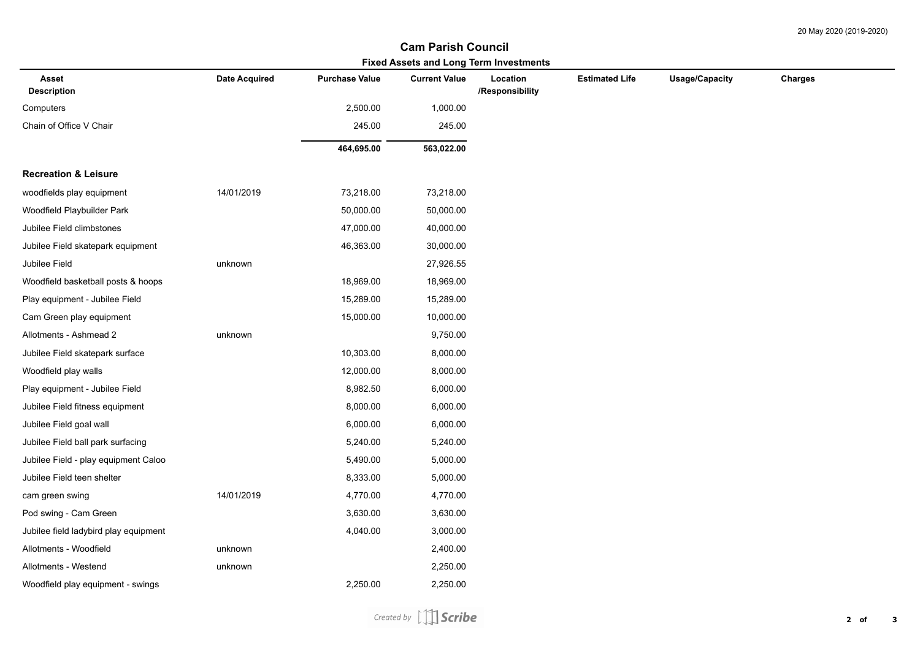# Cam Parish Council

## Fixed Assets and Long Term Investments

| Asset Description | Date Acquired | Purchase Value | Current Value | Location /Responsibility | Estimated Life | Usage/Capacity | Charges |
|---|---|---|---|---|---|---|---|
| Computers | | 2,500.00 | 1,000.00 | | | | |
| Chain of Office V Chair | | 245.00 | 245.00 | | | | |
| | | **464,695.00** | **563,022.00** | | | | |
| **Recreation & Leisure** | | | | | | | |
| woodfields play equipment | 14/01/2019 | 73,218.00 | 73,218.00 | | | | |
| Woodfield Playbuilder Park | | 50,000.00 | 50,000.00 | | | | |
| Jubilee Field climbstones | | 47,000.00 | 40,000.00 | | | | |
| Jubilee Field skatepark equipment | | 46,363.00 | 30,000.00 | | | | |
| Jubilee Field | unknown | | 27,926.55 | | | | |
| Woodfield basketball posts & hoops | | 18,969.00 | 18,969.00 | | | | |
| Play equipment - Jubilee Field | | 15,289.00 | 15,289.00 | | | | |
| Cam Green play equipment | | 15,000.00 | 10,000.00 | | | | |
| Allotments - Ashmead 2 | unknown | | 9,750.00 | | | | |
| Jubilee Field skatepark surface | | 10,303.00 | 8,000.00 | | | | |
| Woodfield play walls | | 12,000.00 | 8,000.00 | | | | |
| Play equipment - Jubilee Field | | 8,982.50 | 6,000.00 | | | | |
| Jubilee Field fitness equipment | | 8,000.00 | 6,000.00 | | | | |
| Jubilee Field goal wall | | 6,000.00 | 6,000.00 | | | | |
| Jubilee Field ball park surfacing | | 5,240.00 | 5,240.00 | | | | |
| Jubilee Field - play equipment Caloo | | 5,490.00 | 5,000.00 | | | | |
| Jubilee Field teen shelter | | 8,333.00 | 5,000.00 | | | | |
| cam green swing | 14/01/2019 | 4,770.00 | 4,770.00 | | | | |
| Pod swing - Cam Green | | 3,630.00 | 3,630.00 | | | | |
| Jubilee field ladybird play equipment | | 4,040.00 | 3,000.00 | | | | |
| Allotments - Woodfield | unknown | | 2,400.00 | | | | |
| Allotments - Westend | unknown | | 2,250.00 | | | | |
| Woodfield play equipment - swings | | 2,250.00 | 2,250.00 | | | | |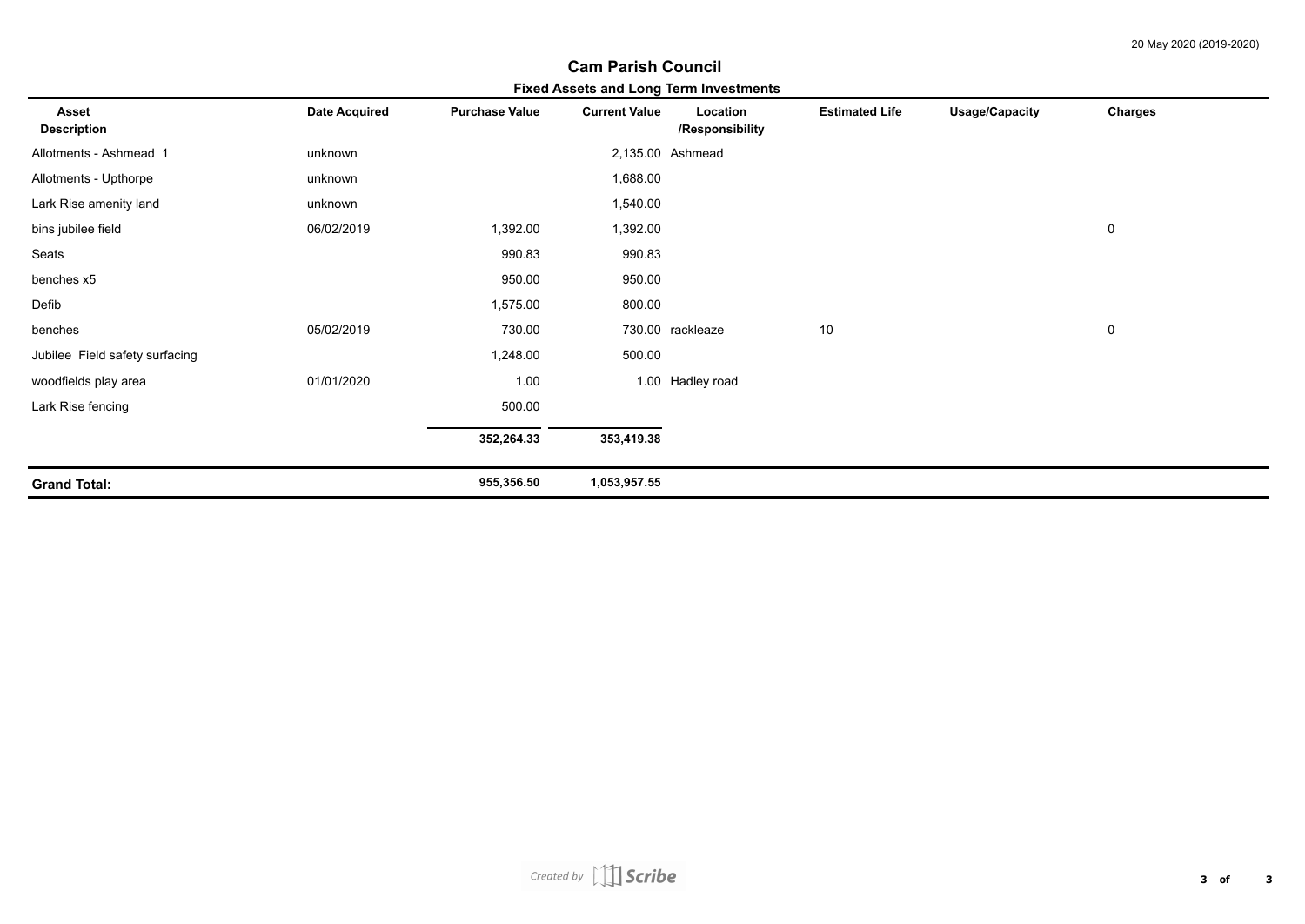20 May 2020 (2019-2020)

# Cam Parish Council

## Fixed Assets and Long Term Investments

| Asset Description | Date Acquired | Purchase Value | Current Value | Location /Responsibility | Estimated Life | Usage/Capacity | Charges |
|---|---|---|---|---|---|---|---|
| Allotments - Ashmead 1 | unknown | | 2,135.00 | Ashmead | | | |
| Allotments - Upthorpe | unknown | | 1,688.00 | | | | |
| Lark Rise amenity land | unknown | | 1,540.00 | | | | |
| bins jubilee field | 06/02/2019 | 1,392.00 | 1,392.00 | | | | 0 |
| Seats | | 990.83 | 990.83 | | | | |
| benches x5 | | 950.00 | 950.00 | | | | |
| Defib | | 1,575.00 | 800.00 | | | | |
| benches | 05/02/2019 | 730.00 | 730.00 | rackleaze | 10 | | 0 |
| Jubilee Field safety surfacing | | 1,248.00 | 500.00 | | | | |
| woodfields play area | 01/01/2020 | 1.00 | 1.00 | Hadley road | | | |
| Lark Rise fencing | | 500.00 | | | | | |
| | | **352,264.33** | **353,419.38** | | | | |
| **Grand Total:** | | **955,356.50** | **1,053,957.55** | | | | |

*Created by Scribe*